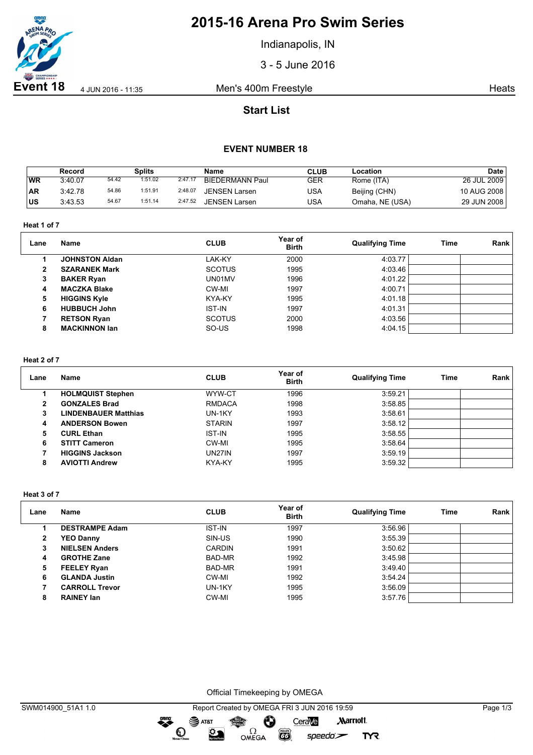# 2015-16 Arena Pro Swim Series

Indianapolis, IN

3 - 5 June 2016

**Event 18** 4 JUN 2016 - 11:35 Men's 400m Freestyle Heats

## Start List

### EVENT NUMBER 18

| | Record | Splits | | | Name | CLUB | Location | Date |
|---|---|---|---|---|---|---|---|---|
| WR | 3:40.07 | 54.42 | 1:51.02 | 2:47.17 | BIEDERMANN Paul | GER | Rome (ITA) | 26 JUL 2009 |
| AR | 3:42.78 | 54.86 | 1:51.91 | 2:48.07 | JENSEN Larsen | USA | Beijing (CHN) | 10 AUG 2008 |
| US | 3:43.53 | 54.67 | 1:51.14 | 2:47.52 | JENSEN Larsen | USA | Omaha, NE (USA) | 29 JUN 2008 |

**Heat 1 of 7**

| Lane | Name | CLUB | Year of Birth | Qualifying Time | Time | Rank |
|---|---|---|---|---|---|---|
| 1 | **JOHNSTON Aldan** | LAK-KY | 2000 | 4:03.77 | | |
| 2 | **SZARANEK Mark** | SCOTUS | 1995 | 4:03.46 | | |
| 3 | **BAKER Ryan** | UN01MV | 1996 | 4:01.22 | | |
| 4 | **MACZKA Blake** | CW-MI | 1997 | 4:00.71 | | |
| 5 | **HIGGINS Kyle** | KYA-KY | 1995 | 4:01.18 | | |
| 6 | **HUBBUCH John** | IST-IN | 1997 | 4:01.31 | | |
| 7 | **RETSON Ryan** | SCOTUS | 2000 | 4:03.56 | | |
| 8 | **MACKINNON Ian** | SO-US | 1998 | 4:04.15 | | |

**Heat 2 of 7**

| Lane | Name | CLUB | Year of Birth | Qualifying Time | Time | Rank |
|---|---|---|---|---|---|---|
| 1 | **HOLMQUIST Stephen** | WYW-CT | 1996 | 3:59.21 | | |
| 2 | **GONZALES Brad** | RMDACA | 1998 | 3:58.85 | | |
| 3 | **LINDENBAUER Matthias** | UN-1KY | 1993 | 3:58.61 | | |
| 4 | **ANDERSON Bowen** | STARIN | 1997 | 3:58.12 | | |
| 5 | **CURL Ethan** | IST-IN | 1995 | 3:58.55 | | |
| 6 | **STITT Cameron** | CW-MI | 1995 | 3:58.64 | | |
| 7 | **HIGGINS Jackson** | UN27IN | 1997 | 3:59.19 | | |
| 8 | **AVIOTTI Andrew** | KYA-KY | 1995 | 3:59.32 | | |

**Heat 3 of 7**

| Lane | Name | CLUB | Year of Birth | Qualifying Time | Time | Rank |
|---|---|---|---|---|---|---|
| 1 | **DESTRAMPE Adam** | IST-IN | 1997 | 3:56.96 | | |
| 2 | **YEO Danny** | SIN-US | 1990 | 3:55.39 | | |
| 3 | **NIELSEN Anders** | CARDIN | 1991 | 3:50.62 | | |
| 4 | **GROTHE Zane** | BAD-MR | 1992 | 3:45.98 | | |
| 5 | **FEELEY Ryan** | BAD-MR | 1991 | 3:49.40 | | |
| 6 | **GLANDA Justin** | CW-MI | 1992 | 3:54.24 | | |
| 7 | **CARROLL Trevor** | UN-1KY | 1995 | 3:56.09 | | |
| 8 | **RAINEY Ian** | CW-MI | 1995 | 3:57.76 | | |

Official Timekeeping by OMEGA

SWM014900_51A1 1.0 Report Created by OMEGA FRI 3 JUN 2016 19:59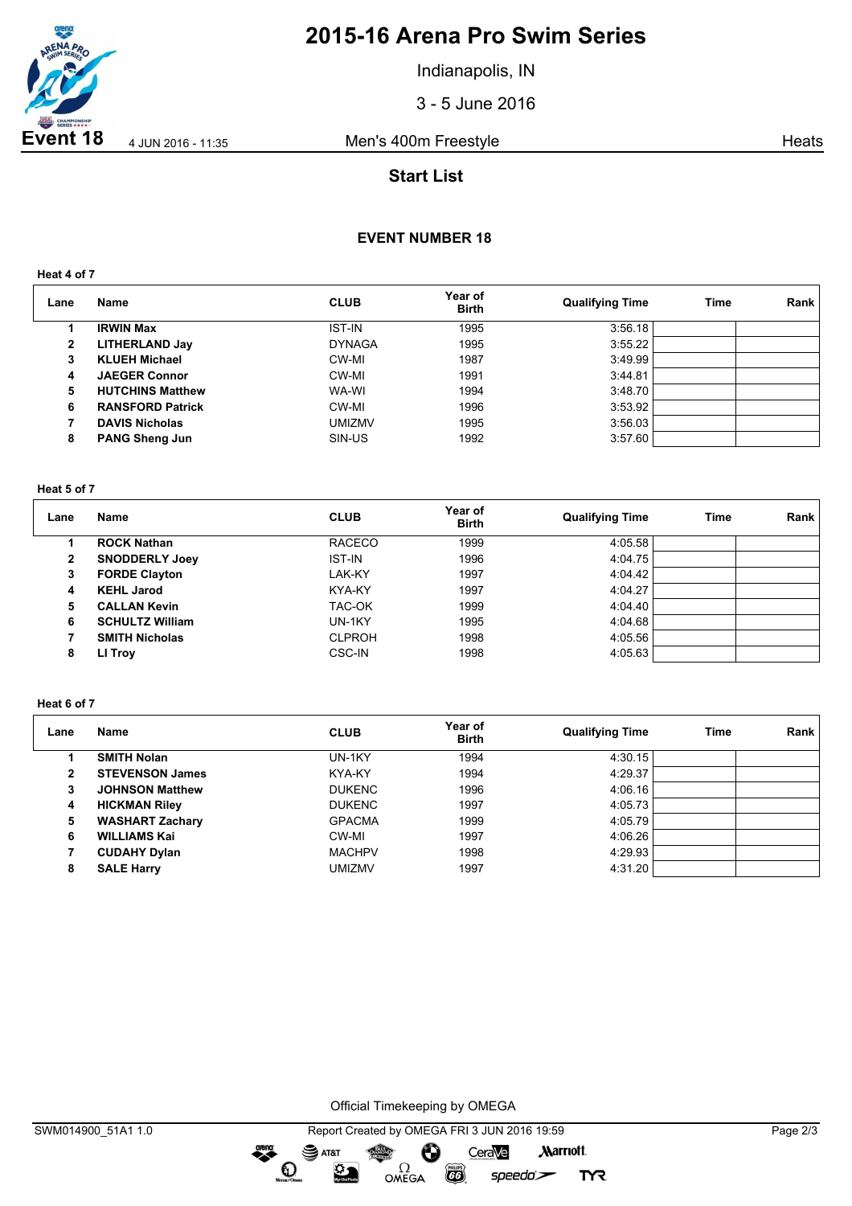# 2015-16 Arena Pro Swim Series

Indianapolis, IN

3 - 5 June 2016

**Event 18** 4 JUN 2016 - 11:35 Men's 400m Freestyle Heats

## Start List

### EVENT NUMBER 18

**Heat 4 of 7**

| Lane | Name | CLUB | Year of Birth | Qualifying Time | Time | Rank |
|---|---|---|---|---|---|---|
| 1 | **IRWIN Max** | IST-IN | 1995 | 3:56.18 | | |
| 2 | **LITHERLAND Jay** | DYNAGA | 1995 | 3:55.22 | | |
| 3 | **KLUEH Michael** | CW-MI | 1987 | 3:49.99 | | |
| 4 | **JAEGER Connor** | CW-MI | 1991 | 3:44.81 | | |
| 5 | **HUTCHINS Matthew** | WA-WI | 1994 | 3:48.70 | | |
| 6 | **RANSFORD Patrick** | CW-MI | 1996 | 3:53.92 | | |
| 7 | **DAVIS Nicholas** | UMIZMV | 1995 | 3:56.03 | | |
| 8 | **PANG Sheng Jun** | SIN-US | 1992 | 3:57.60 | | |

**Heat 5 of 7**

| Lane | Name | CLUB | Year of Birth | Qualifying Time | Time | Rank |
|---|---|---|---|---|---|---|
| 1 | **ROCK Nathan** | RACECO | 1999 | 4:05.58 | | |
| 2 | **SNODDERLY Joey** | IST-IN | 1996 | 4:04.75 | | |
| 3 | **FORDE Clayton** | LAK-KY | 1997 | 4:04.42 | | |
| 4 | **KEHL Jarod** | KYA-KY | 1997 | 4:04.27 | | |
| 5 | **CALLAN Kevin** | TAC-OK | 1999 | 4:04.40 | | |
| 6 | **SCHULTZ William** | UN-1KY | 1995 | 4:04.68 | | |
| 7 | **SMITH Nicholas** | CLPROH | 1998 | 4:05.56 | | |
| 8 | **LI Troy** | CSC-IN | 1998 | 4:05.63 | | |

**Heat 6 of 7**

| Lane | Name | CLUB | Year of Birth | Qualifying Time | Time | Rank |
|---|---|---|---|---|---|---|
| 1 | **SMITH Nolan** | UN-1KY | 1994 | 4:30.15 | | |
| 2 | **STEVENSON James** | KYA-KY | 1994 | 4:29.37 | | |
| 3 | **JOHNSON Matthew** | DUKENC | 1996 | 4:06.16 | | |
| 4 | **HICKMAN Riley** | DUKENC | 1997 | 4:05.73 | | |
| 5 | **WASHART Zachary** | GPACMA | 1999 | 4:05.79 | | |
| 6 | **WILLIAMS Kai** | CW-MI | 1997 | 4:06.26 | | |
| 7 | **CUDAHY Dylan** | MACHPV | 1998 | 4:29.93 | | |
| 8 | **SALE Harry** | UMIZMV | 1997 | 4:31.20 | | |

Official Timekeeping by OMEGA

SWM014900_51A1 1.0 Report Created by OMEGA FRI 3 JUN 2016 19:59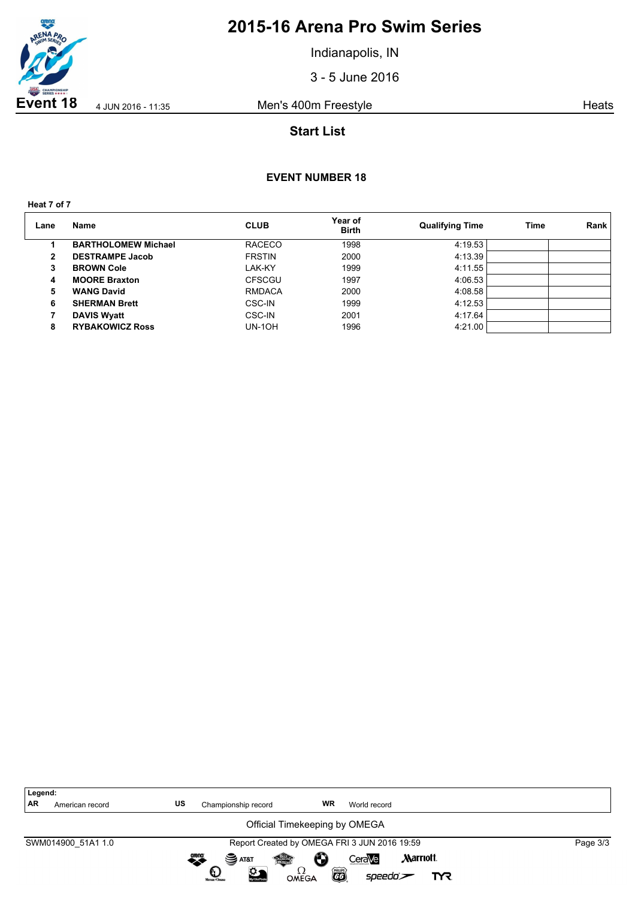# 2015-16 Arena Pro Swim Series

Indianapolis, IN

3 - 5 June 2016

**Event 18** 4 JUN 2016 - 11:35 Men's 400m Freestyle Heats

## Start List

### EVENT NUMBER 18

**Heat 7 of 7**

| Lane | Name | CLUB | Year of Birth | Qualifying Time | Time | Rank |
|---|---|---|---|---|---|---|
| 1 | **BARTHOLOMEW Michael** | RACECO | 1998 | 4:19.53 | | |
| 2 | **DESTRAMPE Jacob** | FRSTIN | 2000 | 4:13.39 | | |
| 3 | **BROWN Cole** | LAK-KY | 1999 | 4:11.55 | | |
| 4 | **MOORE Braxton** | CFSCGU | 1997 | 4:06.53 | | |
| 5 | **WANG David** | RMDACA | 2000 | 4:08.58 | | |
| 6 | **SHERMAN Brett** | CSC-IN | 1999 | 4:12.53 | | |
| 7 | **DAVIS Wyatt** | CSC-IN | 2001 | 4:17.64 | | |
| 8 | **RYBAKOWICZ Ross** | UN-1OH | 1996 | 4:21.00 | | |

**Legend:**

| | | | | | |
|---|---|---|---|---|---|
| **AR** | American record | **US** | Championship record | **WR** | World record |

Official Timekeeping by OMEGA

SWM014900_51A1 1.0 Report Created by OMEGA FRI 3 JUN 2016 19:59